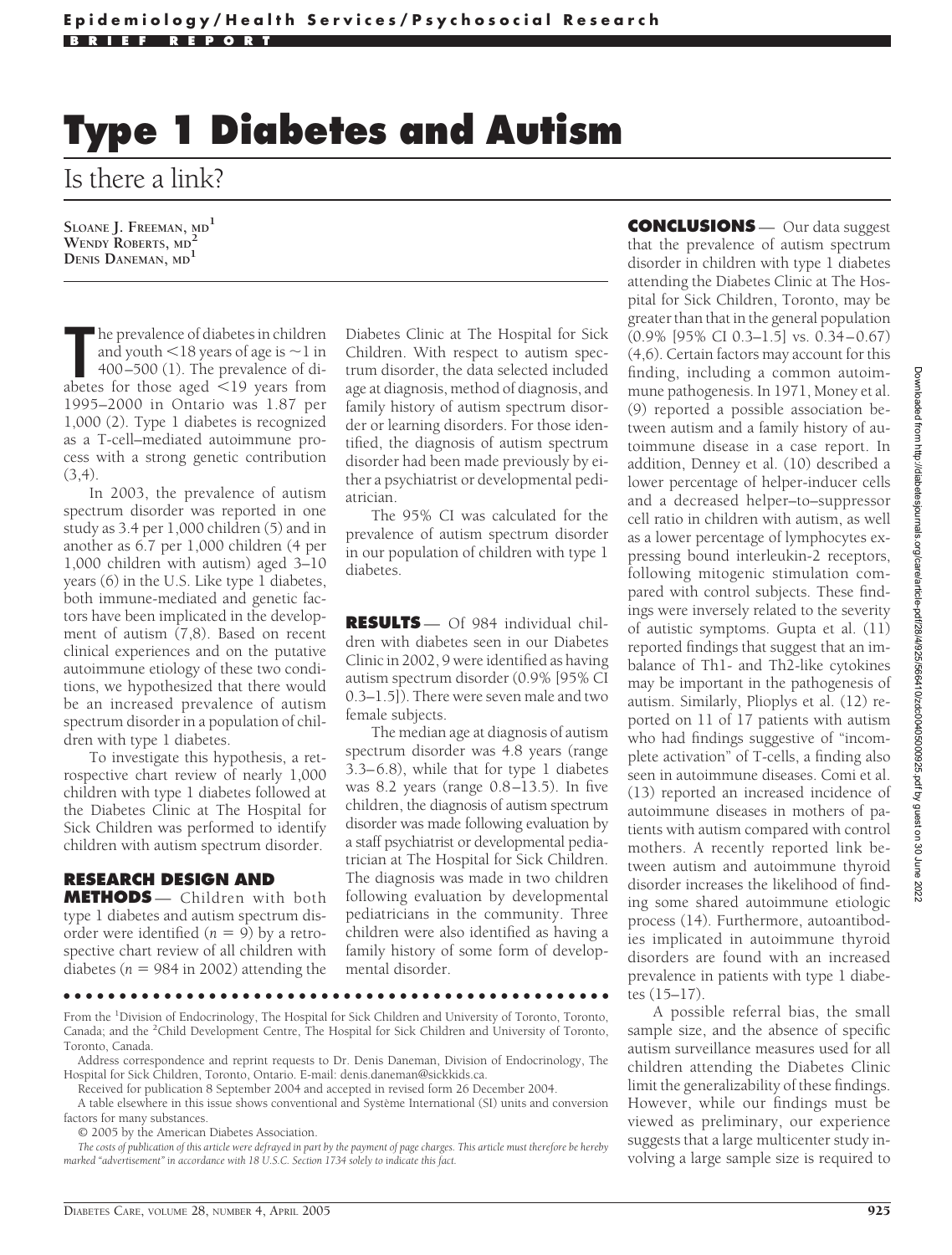Epidemiology/Health Services/Psychosocial Research

BRIEF REPORT

# Type 1 Diabetes and Autism

## Is there a link?

SLOANE J. FREEMAN, MD[1]
WENDY ROBERTS, MD[2]
DENIS DANEMAN, MD[1]

The prevalence of diabetes in children and youth <18 years of age is ~1 in 400–500 (1). The prevalence of diabetes for those aged <19 years from 1995–2000 in Ontario was 1.87 per 1,000 (2). Type 1 diabetes is recognized as a T-cell–mediated autoimmune process with a strong genetic contribution (3,4).

In 2003, the prevalence of autism spectrum disorder was reported in one study as 3.4 per 1,000 children (5) and in another as 6.7 per 1,000 children (4 per 1,000 children with autism) aged 3–10 years (6) in the U.S. Like type 1 diabetes, both immune-mediated and genetic factors have been implicated in the development of autism (7,8). Based on recent clinical experiences and on the putative autoimmune etiology of these two conditions, we hypothesized that there would be an increased prevalence of autism spectrum disorder in a population of children with type 1 diabetes.

To investigate this hypothesis, a retrospective chart review of nearly 1,000 children with type 1 diabetes followed at the Diabetes Clinic at The Hospital for Sick Children was performed to identify children with autism spectrum disorder.

### RESEARCH DESIGN AND METHODS

Children with both type 1 diabetes and autism spectrum disorder were identified ($n = 9$) by a retrospective chart review of all children with diabetes ($n = 984$ in 2002) attending the Diabetes Clinic at The Hospital for Sick Children. With respect to autism spectrum disorder, the data selected included age at diagnosis, method of diagnosis, and family history of autism spectrum disorder or learning disorders. For those identified, the diagnosis of autism spectrum disorder had been made previously by either a psychiatrist or developmental pediatrician.

The 95% CI was calculated for the prevalence of autism spectrum disorder in our population of children with type 1 diabetes.

### RESULTS

Of 984 individual children with diabetes seen in our Diabetes Clinic in 2002, 9 were identified as having autism spectrum disorder (0.9% [95% CI 0.3–1.5]). There were seven male and two female subjects.

The median age at diagnosis of autism spectrum disorder was 4.8 years (range 3.3–6.8), while that for type 1 diabetes was 8.2 years (range 0.8–13.5). In five children, the diagnosis of autism spectrum disorder was made following evaluation by a staff psychiatrist or developmental pediatrician at The Hospital for Sick Children. The diagnosis was made in two children following evaluation by developmental pediatricians in the community. Three children were also identified as having a family history of some form of developmental disorder.

### CONCLUSIONS

Our data suggest that the prevalence of autism spectrum disorder in children with type 1 diabetes attending the Diabetes Clinic at The Hospital for Sick Children, Toronto, may be greater than that in the general population (0.9% [95% CI 0.3–1.5] vs. 0.34–0.67) (4,6). Certain factors may account for this finding, including a common autoimmune pathogenesis. In 1971, Money et al. (9) reported a possible association between autism and a family history of autoimmune disease in a case report. In addition, Denney et al. (10) described a lower percentage of helper-inducer cells and a decreased helper–to–suppressor cell ratio in children with autism, as well as a lower percentage of lymphocytes expressing bound interleukin-2 receptors, following mitogenic stimulation compared with control subjects. These findings were inversely related to the severity of autistic symptoms. Gupta et al. (11) reported findings that suggest that an imbalance of Th1- and Th2-like cytokines may be important in the pathogenesis of autism. Similarly, Plioplys et al. (12) reported on 11 of 17 patients with autism who had findings suggestive of "incomplete activation" of T-cells, a finding also seen in autoimmune diseases. Comi et al. (13) reported an increased incidence of autoimmune diseases in mothers of patients with autism compared with control mothers. A recently reported link between autism and autoimmune thyroid disorder increases the likelihood of finding some shared autoimmune etiologic process (14). Furthermore, autoantibodies implicated in autoimmune thyroid disorders are found with an increased prevalence in patients with type 1 diabetes (15–17).

A possible referral bias, the small sample size, and the absence of specific autism surveillance measures used for all children attending the Diabetes Clinic limit the generalizability of these findings. However, while our findings must be viewed as preliminary, our experience suggests that a large multicenter study involving a large sample size is required to

---

From the [1]Division of Endocrinology, The Hospital for Sick Children and University of Toronto, Toronto, Canada; and the [2]Child Development Centre, The Hospital for Sick Children and University of Toronto, Toronto, Canada.

Address correspondence and reprint requests to Dr. Denis Daneman, Division of Endocrinology, The Hospital for Sick Children, Toronto, Ontario. E-mail: denis.daneman@sickkids.ca.

Received for publication 8 September 2004 and accepted in revised form 26 December 2004.

A table elsewhere in this issue shows conventional and Système International (SI) units and conversion factors for many substances.

© 2005 by the American Diabetes Association.

*The costs of publication of this article were defrayed in part by the payment of page charges. This article must therefore be hereby marked "advertisement" in accordance with 18 U.S.C. Section 1734 solely to indicate this fact.*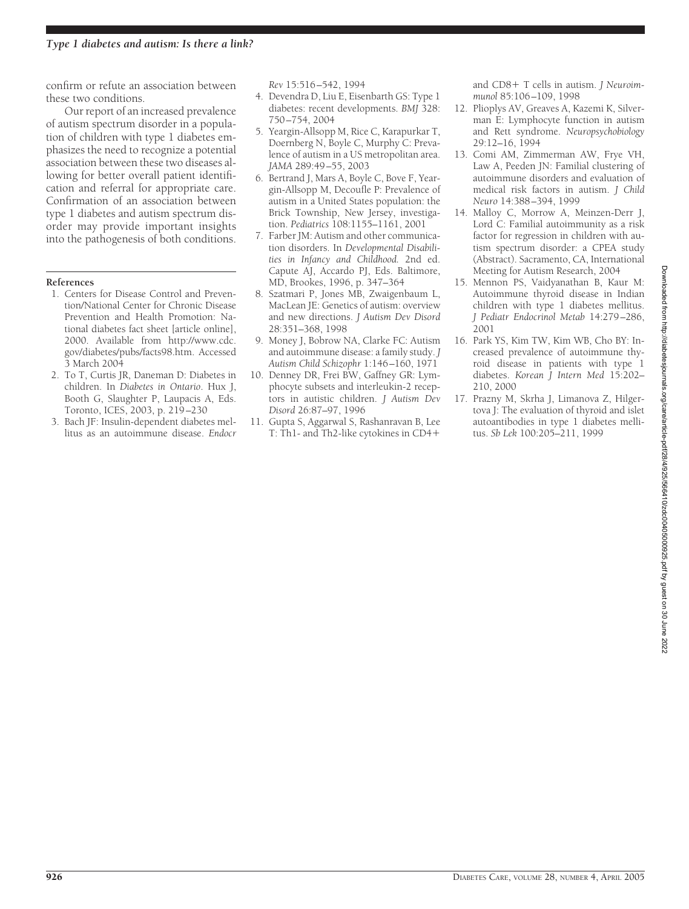confirm or refute an association between these two conditions.

Our report of an increased prevalence of autism spectrum disorder in a population of children with type 1 diabetes emphasizes the need to recognize a potential association between these two diseases allowing for better overall patient identification and referral for appropriate care. Confirmation of an association between type 1 diabetes and autism spectrum disorder may provide important insights into the pathogenesis of both conditions.

**References**

1. Centers for Disease Control and Prevention/National Center for Chronic Disease Prevention and Health Promotion: National diabetes fact sheet [article online], 2000. Available from http://www.cdc.gov/diabetes/pubs/facts98.htm. Accessed 3 March 2004
2. To T, Curtis JR, Daneman D: Diabetes in children. In *Diabetes in Ontario*. Hux J, Booth G, Slaughter P, Laupacis A, Eds. Toronto, ICES, 2003, p. 219–230
3. Bach JF: Insulin-dependent diabetes mellitus as an autoimmune disease. *Endocr Rev* 15:516–542, 1994
4. Devendra D, Liu E, Eisenbarth GS: Type 1 diabetes: recent developments. *BMJ* 328: 750–754, 2004
5. Yeargin-Allsopp M, Rice C, Karapurkar T, Doernberg N, Boyle C, Murphy C: Prevalence of autism in a US metropolitan area. *JAMA* 289:49–55, 2003
6. Bertrand J, Mars A, Boyle C, Bove F, Yeargin-Allsopp M, Decoufle P: Prevalence of autism in a United States population: the Brick Township, New Jersey, investigation. *Pediatrics* 108:1155–1161, 2001
7. Farber JM: Autism and other communication disorders. In *Developmental Disabilities in Infancy and Childhood.* 2nd ed. Capute AJ, Accardo PJ, Eds. Baltimore, MD, Brookes, 1996, p. 347–364
8. Szatmari P, Jones MB, Zwaigenbaum L, MacLean JE: Genetics of autism: overview and new directions. *J Autism Dev Disord* 28:351–368, 1998
9. Money J, Bobrow NA, Clarke FC: Autism and autoimmune disease: a family study. *J Autism Child Schizophr* 1:146–160, 1971
10. Denney DR, Frei BW, Gaffney GR: Lymphocyte subsets and interleukin-2 receptors in autistic children. *J Autism Dev Disord* 26:87–97, 1996
11. Gupta S, Aggarwal S, Rashanravan B, Lee T: Th1- and Th2-like cytokines in CD4+ and CD8+ T cells in autism. *J Neuroimmunol* 85:106–109, 1998
12. Plioplys AV, Greaves A, Kazemi K, Silverman E: Lymphocyte function in autism and Rett syndrome. *Neuropsychobiology* 29:12–16, 1994
13. Comi AM, Zimmerman AW, Frye VH, Law A, Peeden JN: Familial clustering of autoimmune disorders and evaluation of medical risk factors in autism. *J Child Neuro* 14:388–394, 1999
14. Malloy C, Morrow A, Meinzen-Derr J, Lord C: Familial autoimmunity as a risk factor for regression in children with autism spectrum disorder: a CPEA study (Abstract). Sacramento, CA, International Meeting for Autism Research, 2004
15. Mennon PS, Vaidyanathan B, Kaur M: Autoimmune thyroid disease in Indian children with type 1 diabetes mellitus. *J Pediatr Endocrinol Metab* 14:279–286, 2001
16. Park YS, Kim TW, Kim WB, Cho BY: Increased prevalence of autoimmune thyroid disease in patients with type 1 diabetes. *Korean J Intern Med* 15:202–210, 2000
17. Prazny M, Skrha J, Limanova Z, Hilgertova J: The evaluation of thyroid and islet autoantibodies in type 1 diabetes mellitus. *Sb Lek* 100:205–211, 1999